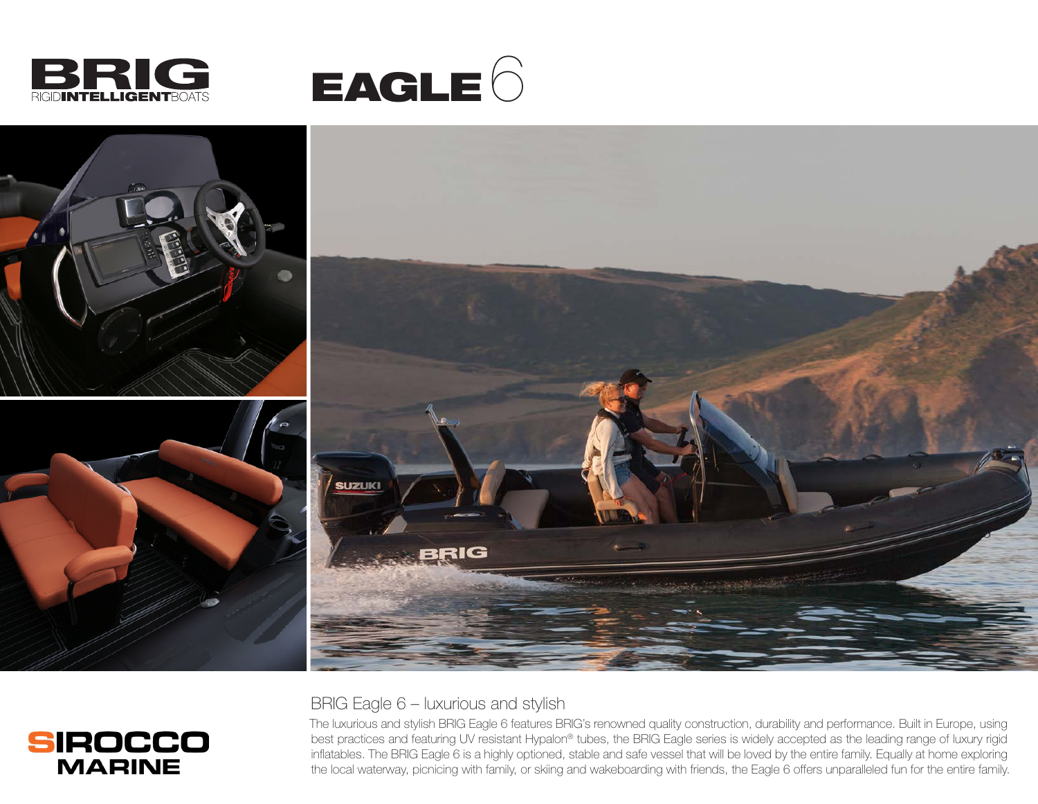# BRIG EAGLE 6

RIGIDINTELLIGENTBOATS

## BRIG Eagle 6 – luxurious and stylish

The luxurious and stylish BRIG Eagle 6 features BRIG's renowned quality construction, durability and performance. Built in Europe, using best practices and featuring UV resistant Hypalon® tubes, the BRIG Eagle series is widely accepted as the leading range of luxury rigid inflatables. The BRIG Eagle 6 is a highly optioned, stable and safe vessel that will be loved by the entire family. Equally at home exploring the local waterway, picnicing with family, or skiing and wakeboarding with friends, the Eagle 6 offers unparalleled fun for the entire family.

SIROCCO MARINE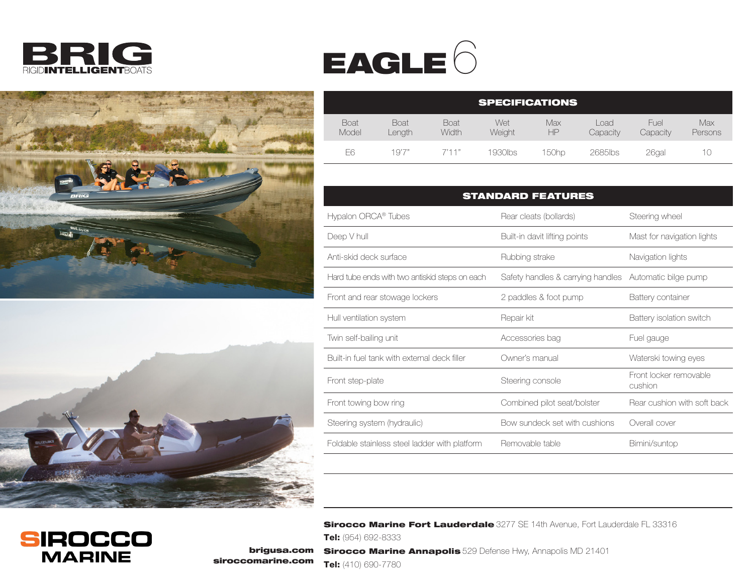# BRIG

RIGID**INTELLIGENT**BOATS

# EAGLE 6

## SPECIFICATIONS

| Boat Model | Boat Length | Boat Width | Wet Weight | Max HP | Load Capacity | Fuel Capacity | Max Persons |
|---|---|---|---|---|---|---|---|
| E6 | 19'7" | 7'11" | 1930lbs | 150hp | 2685lbs | 26gal | 10 |

## STANDARD FEATURES

| | | |
|---|---|---|
| Hypalon ORCA® Tubes | Rear cleats (bollards) | Steering wheel |
| Deep V hull | Built-in davit lifting points | Mast for navigation lights |
| Anti-skid deck surface | Rubbing strake | Navigation lights |
| Hard tube ends with two antiskid steps on each | Safety handles & carrying handles | Automatic bilge pump |
| Front and rear stowage lockers | 2 paddles & foot pump | Battery container |
| Hull ventilation system | Repair kit | Battery isolation switch |
| Twin self-bailing unit | Accessories bag | Fuel gauge |
| Built-in fuel tank with external deck filler | Owner's manual | Waterski towing eyes |
| Front step-plate | Steering console | Front locker removable cushion |
| Front towing bow ring | Combined pilot seat/bolster | Rear cushion with soft back |
| Steering system (hydraulic) | Bow sundeck set with cushions | Overall cover |
| Foldable stainless steel ladder with platform | Removable table | Bimini/suntop |

SIROCCO MARINE

**brigusa.com**
**siroccomarine.com**

**Sirocco Marine Fort Lauderdale** 3277 SE 14th Avenue, Fort Lauderdale FL 33316
**Tel:** (954) 692-8333
**Sirocco Marine Annapolis** 529 Defense Hwy, Annapolis MD 21401
**Tel:** (410) 690-7780